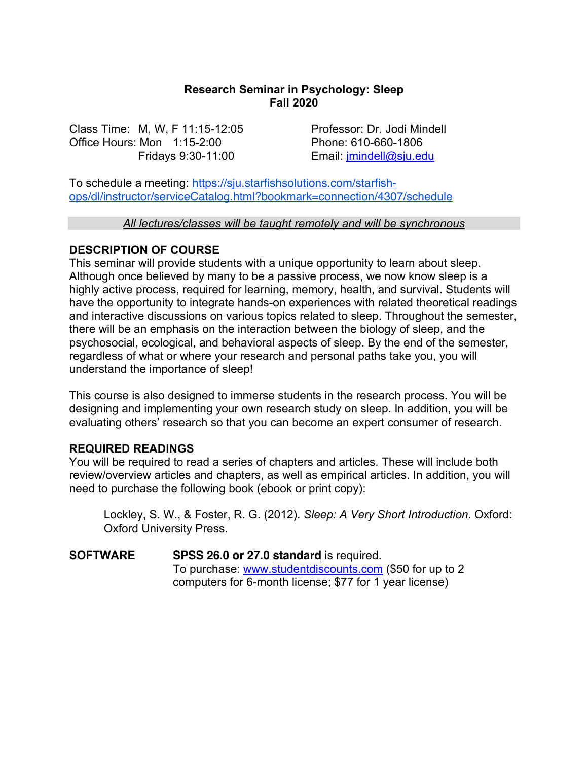**Research Seminar in Psychology: Sleep**
**Fall 2020**

Class Time: M, W, F 11:15-12:05
Office Hours: Mon 1:15-2:00
Fridays 9:30-11:00

Professor: Dr. Jodi Mindell
Phone: 610-660-1806
Email: [jmindell@sju.edu](mailto:jmindell@sju.edu)

To schedule a meeting: [https://sju.starfishsolutions.com/starfish-ops/dl/instructor/serviceCatalog.html?bookmark=connection/4307/schedule](https://sju.starfishsolutions.com/starfish-ops/dl/instructor/serviceCatalog.html?bookmark=connection/4307/schedule)

*All lectures/classes will be taught remotely and will be synchronous*

## DESCRIPTION OF COURSE

This seminar will provide students with a unique opportunity to learn about sleep. Although once believed by many to be a passive process, we now know sleep is a highly active process, required for learning, memory, health, and survival. Students will have the opportunity to integrate hands-on experiences with related theoretical readings and interactive discussions on various topics related to sleep. Throughout the semester, there will be an emphasis on the interaction between the biology of sleep, and the psychosocial, ecological, and behavioral aspects of sleep. By the end of the semester, regardless of what or where your research and personal paths take you, you will understand the importance of sleep!

This course is also designed to immerse students in the research process. You will be designing and implementing your own research study on sleep. In addition, you will be evaluating others' research so that you can become an expert consumer of research.

## REQUIRED READINGS

You will be required to read a series of chapters and articles. These will include both review/overview articles and chapters, as well as empirical articles. In addition, you will need to purchase the following book (ebook or print copy):

> Lockley, S. W., & Foster, R. G. (2012). *Sleep: A Very Short Introduction*. Oxford: Oxford University Press.

## SOFTWARE

**SPSS 26.0 or 27.0 standard** is required.
To purchase: [www.studentdiscounts.com](http://www.studentdiscounts.com) ($50 for up to 2 computers for 6-month license; $77 for 1 year license)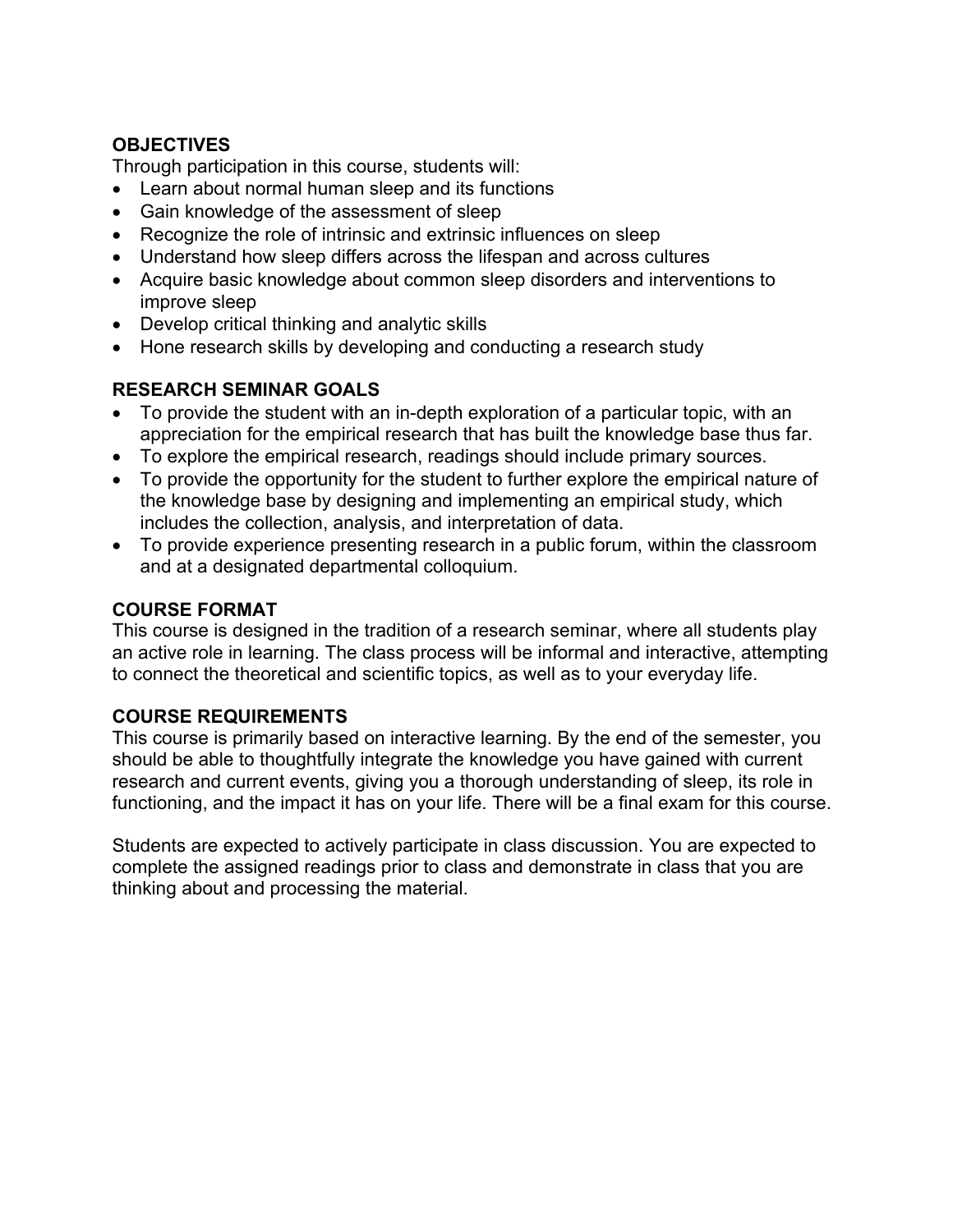## OBJECTIVES

Through participation in this course, students will:

- Learn about normal human sleep and its functions
- Gain knowledge of the assessment of sleep
- Recognize the role of intrinsic and extrinsic influences on sleep
- Understand how sleep differs across the lifespan and across cultures
- Acquire basic knowledge about common sleep disorders and interventions to improve sleep
- Develop critical thinking and analytic skills
- Hone research skills by developing and conducting a research study

## RESEARCH SEMINAR GOALS

- To provide the student with an in-depth exploration of a particular topic, with an appreciation for the empirical research that has built the knowledge base thus far.
- To explore the empirical research, readings should include primary sources.
- To provide the opportunity for the student to further explore the empirical nature of the knowledge base by designing and implementing an empirical study, which includes the collection, analysis, and interpretation of data.
- To provide experience presenting research in a public forum, within the classroom and at a designated departmental colloquium.

## COURSE FORMAT

This course is designed in the tradition of a research seminar, where all students play an active role in learning. The class process will be informal and interactive, attempting to connect the theoretical and scientific topics, as well as to your everyday life.

## COURSE REQUIREMENTS

This course is primarily based on interactive learning. By the end of the semester, you should be able to thoughtfully integrate the knowledge you have gained with current research and current events, giving you a thorough understanding of sleep, its role in functioning, and the impact it has on your life. There will be a final exam for this course.

Students are expected to actively participate in class discussion. You are expected to complete the assigned readings prior to class and demonstrate in class that you are thinking about and processing the material.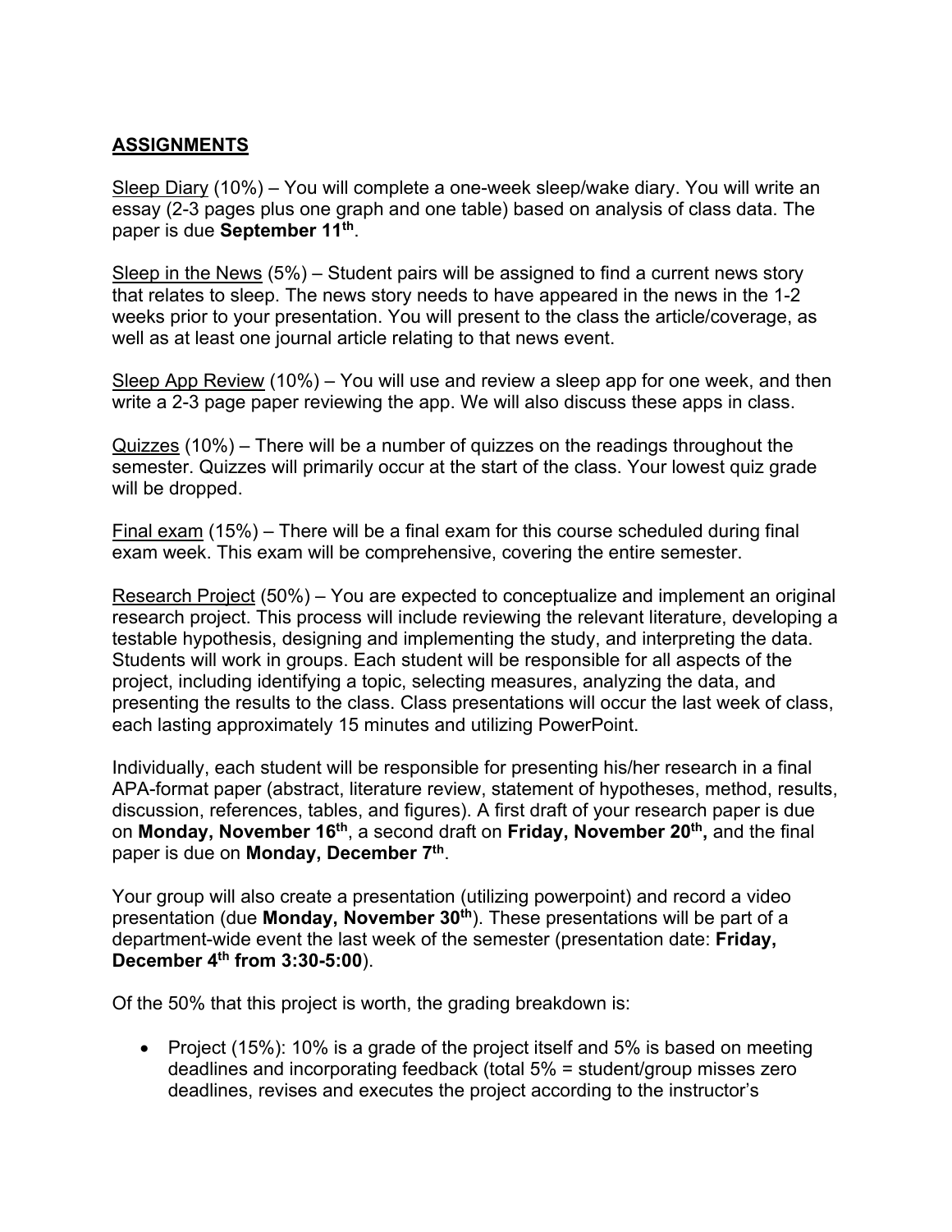## ASSIGNMENTS

Sleep Diary (10%) – You will complete a one-week sleep/wake diary. You will write an essay (2-3 pages plus one graph and one table) based on analysis of class data. The paper is due **September 11th**.

Sleep in the News (5%) – Student pairs will be assigned to find a current news story that relates to sleep. The news story needs to have appeared in the news in the 1-2 weeks prior to your presentation. You will present to the class the article/coverage, as well as at least one journal article relating to that news event.

Sleep App Review (10%) – You will use and review a sleep app for one week, and then write a 2-3 page paper reviewing the app. We will also discuss these apps in class.

Quizzes (10%) – There will be a number of quizzes on the readings throughout the semester. Quizzes will primarily occur at the start of the class. Your lowest quiz grade will be dropped.

Final exam (15%) – There will be a final exam for this course scheduled during final exam week. This exam will be comprehensive, covering the entire semester.

Research Project (50%) – You are expected to conceptualize and implement an original research project. This process will include reviewing the relevant literature, developing a testable hypothesis, designing and implementing the study, and interpreting the data. Students will work in groups. Each student will be responsible for all aspects of the project, including identifying a topic, selecting measures, analyzing the data, and presenting the results to the class. Class presentations will occur the last week of class, each lasting approximately 15 minutes and utilizing PowerPoint.

Individually, each student will be responsible for presenting his/her research in a final APA-format paper (abstract, literature review, statement of hypotheses, method, results, discussion, references, tables, and figures). A first draft of your research paper is due on **Monday, November 16th**, a second draft on **Friday, November 20th,** and the final paper is due on **Monday, December 7th**.

Your group will also create a presentation (utilizing powerpoint) and record a video presentation (due **Monday, November 30th**). These presentations will be part of a department-wide event the last week of the semester (presentation date: **Friday, December 4th from 3:30-5:00**).

Of the 50% that this project is worth, the grading breakdown is:

- Project (15%): 10% is a grade of the project itself and 5% is based on meeting deadlines and incorporating feedback (total 5% = student/group misses zero deadlines, revises and executes the project according to the instructor's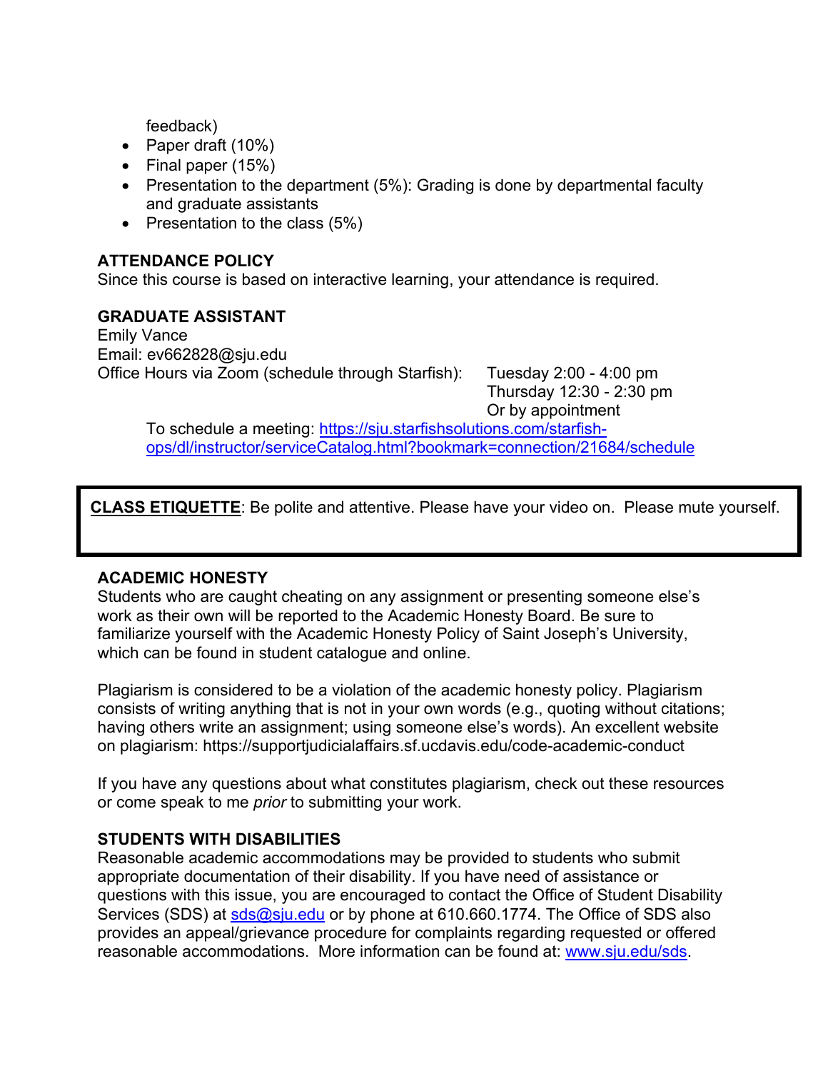feedback)

- Paper draft (10%)
- Final paper (15%)
- Presentation to the department (5%): Grading is done by departmental faculty and graduate assistants
- Presentation to the class (5%)

**ATTENDANCE POLICY**
Since this course is based on interactive learning, your attendance is required.

**GRADUATE ASSISTANT**
Emily Vance
Email: ev662828@sju.edu
Office Hours via Zoom (schedule through Starfish): Tuesday 2:00 - 4:00 pm
Thursday 12:30 - 2:30 pm
Or by appointment

To schedule a meeting: [https://sju.starfishsolutions.com/starfish-ops/dl/instructor/serviceCatalog.html?bookmark=connection/21684/schedule](https://sju.starfishsolutions.com/starfish-ops/dl/instructor/serviceCatalog.html?bookmark=connection/21684/schedule)

**CLASS ETIQUETTE**: Be polite and attentive. Please have your video on. Please mute yourself.

**ACADEMIC HONESTY**
Students who are caught cheating on any assignment or presenting someone else's work as their own will be reported to the Academic Honesty Board. Be sure to familiarize yourself with the Academic Honesty Policy of Saint Joseph's University, which can be found in student catalogue and online.

Plagiarism is considered to be a violation of the academic honesty policy. Plagiarism consists of writing anything that is not in your own words (e.g., quoting without citations; having others write an assignment; using someone else's words). An excellent website on plagiarism: https://supportjudicialaffairs.sf.ucdavis.edu/code-academic-conduct

If you have any questions about what constitutes plagiarism, check out these resources or come speak to me *prior* to submitting your work.

**STUDENTS WITH DISABILITIES**
Reasonable academic accommodations may be provided to students who submit appropriate documentation of their disability. If you have need of assistance or questions with this issue, you are encouraged to contact the Office of Student Disability Services (SDS) at [sds@sju.edu](mailto:sds@sju.edu) or by phone at 610.660.1774. The Office of SDS also provides an appeal/grievance procedure for complaints regarding requested or offered reasonable accommodations. More information can be found at: [www.sju.edu/sds](http://www.sju.edu/sds).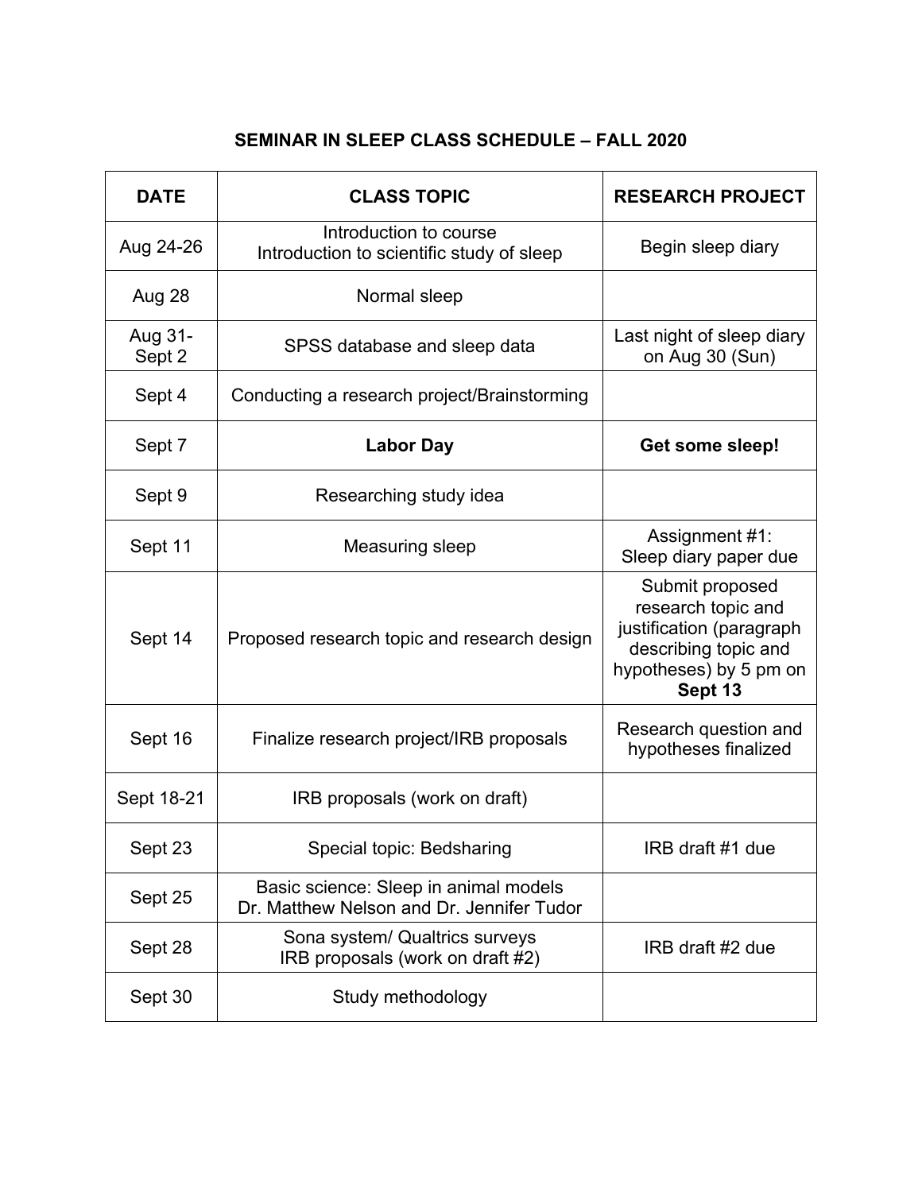# SEMINAR IN SLEEP CLASS SCHEDULE – FALL 2020

| DATE | CLASS TOPIC | RESEARCH PROJECT |
|---|---|---|
| Aug 24-26 | Introduction to course<br>Introduction to scientific study of sleep | Begin sleep diary |
| Aug 28 | Normal sleep | |
| Aug 31-Sept 2 | SPSS database and sleep data | Last night of sleep diary on Aug 30 (Sun) |
| Sept 4 | Conducting a research project/Brainstorming | |
| Sept 7 | **Labor Day** | **Get some sleep!** |
| Sept 9 | Researching study idea | |
| Sept 11 | Measuring sleep | Assignment #1:<br>Sleep diary paper due |
| Sept 14 | Proposed research topic and research design | Submit proposed research topic and justification (paragraph describing topic and hypotheses) by 5 pm on **Sept 13** |
| Sept 16 | Finalize research project/IRB proposals | Research question and hypotheses finalized |
| Sept 18-21 | IRB proposals (work on draft) | |
| Sept 23 | Special topic: Bedsharing | IRB draft #1 due |
| Sept 25 | Basic science: Sleep in animal models<br>Dr. Matthew Nelson and Dr. Jennifer Tudor | |
| Sept 28 | Sona system/ Qualtrics surveys<br>IRB proposals (work on draft #2) | IRB draft #2 due |
| Sept 30 | Study methodology | |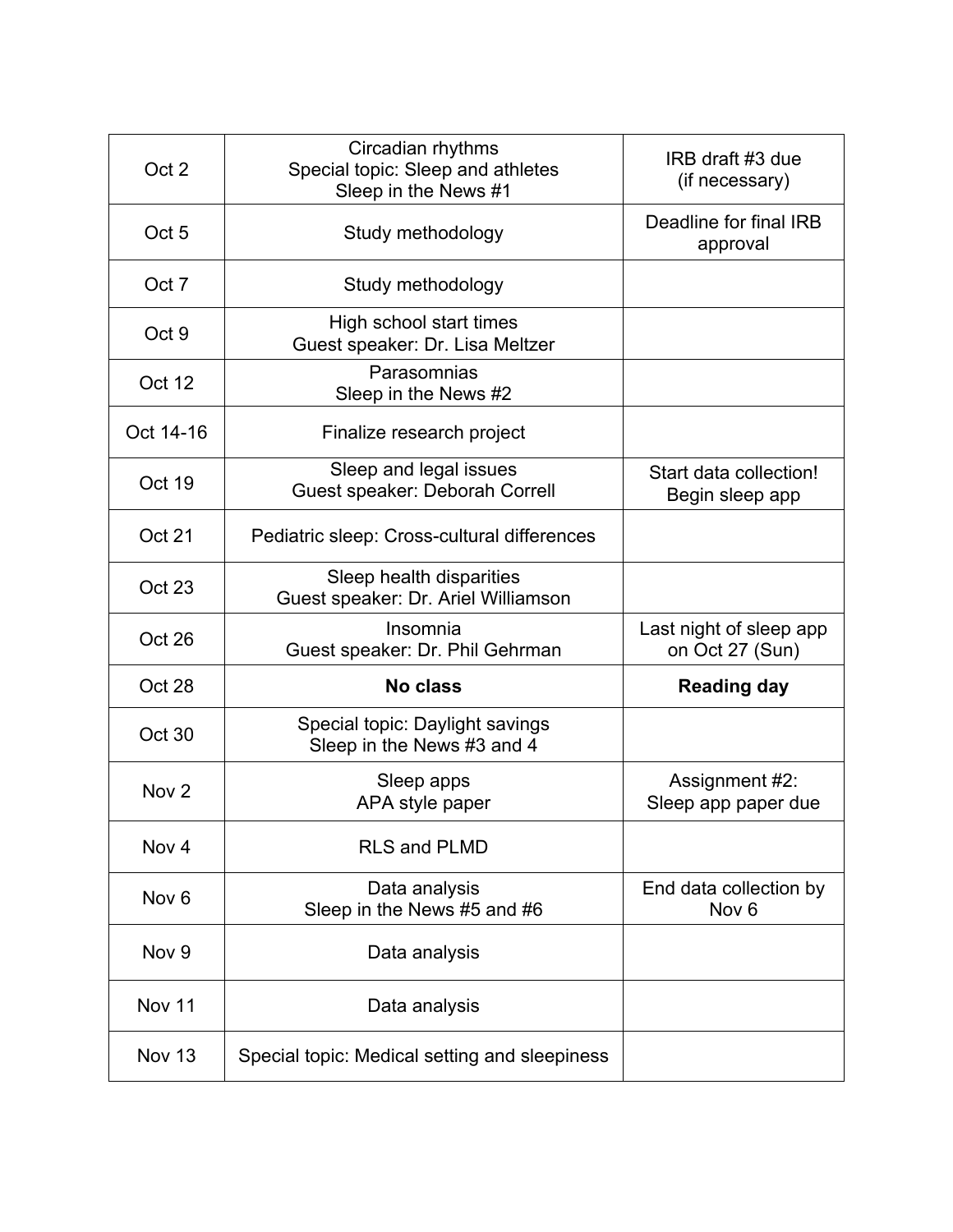| | | |
|---|---|---|
| Oct 2 | Circadian rhythms<br>Special topic: Sleep and athletes<br>Sleep in the News #1 | IRB draft #3 due<br>(if necessary) |
| Oct 5 | Study methodology | Deadline for final IRB approval |
| Oct 7 | Study methodology | |
| Oct 9 | High school start times<br>Guest speaker: Dr. Lisa Meltzer | |
| Oct 12 | Parasomnias<br>Sleep in the News #2 | |
| Oct 14-16 | Finalize research project | |
| Oct 19 | Sleep and legal issues<br>Guest speaker: Deborah Correll | Start data collection!<br>Begin sleep app |
| Oct 21 | Pediatric sleep: Cross-cultural differences | |
| Oct 23 | Sleep health disparities<br>Guest speaker: Dr. Ariel Williamson | |
| Oct 26 | Insomnia<br>Guest speaker: Dr. Phil Gehrman | Last night of sleep app on Oct 27 (Sun) |
| Oct 28 | **No class** | **Reading day** |
| Oct 30 | Special topic: Daylight savings<br>Sleep in the News #3 and 4 | |
| Nov 2 | Sleep apps<br>APA style paper | Assignment #2:<br>Sleep app paper due |
| Nov 4 | RLS and PLMD | |
| Nov 6 | Data analysis<br>Sleep in the News #5 and #6 | End data collection by Nov 6 |
| Nov 9 | Data analysis | |
| Nov 11 | Data analysis | |
| Nov 13 | Special topic: Medical setting and sleepiness | |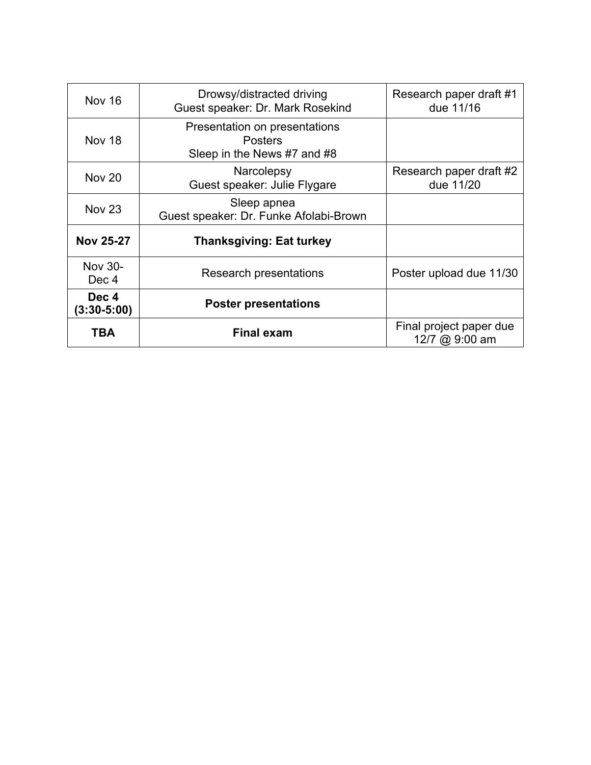| | | |
|---|---|---|
| Nov 16 | Drowsy/distracted driving<br>Guest speaker: Dr. Mark Rosekind | Research paper draft #1 due 11/16 |
| Nov 18 | Presentation on presentations<br>Posters<br>Sleep in the News #7 and #8 | |
| Nov 20 | Narcolepsy<br>Guest speaker: Julie Flygare | Research paper draft #2 due 11/20 |
| Nov 23 | Sleep apnea<br>Guest speaker: Dr. Funke Afolabi-Brown | |
| **Nov 25-27** | **Thanksgiving: Eat turkey** | |
| Nov 30-Dec 4 | Research presentations | Poster upload due 11/30 |
| **Dec 4 (3:30-5:00)** | **Poster presentations** | |
| **TBA** | **Final exam** | Final project paper due 12/7 @ 9:00 am |